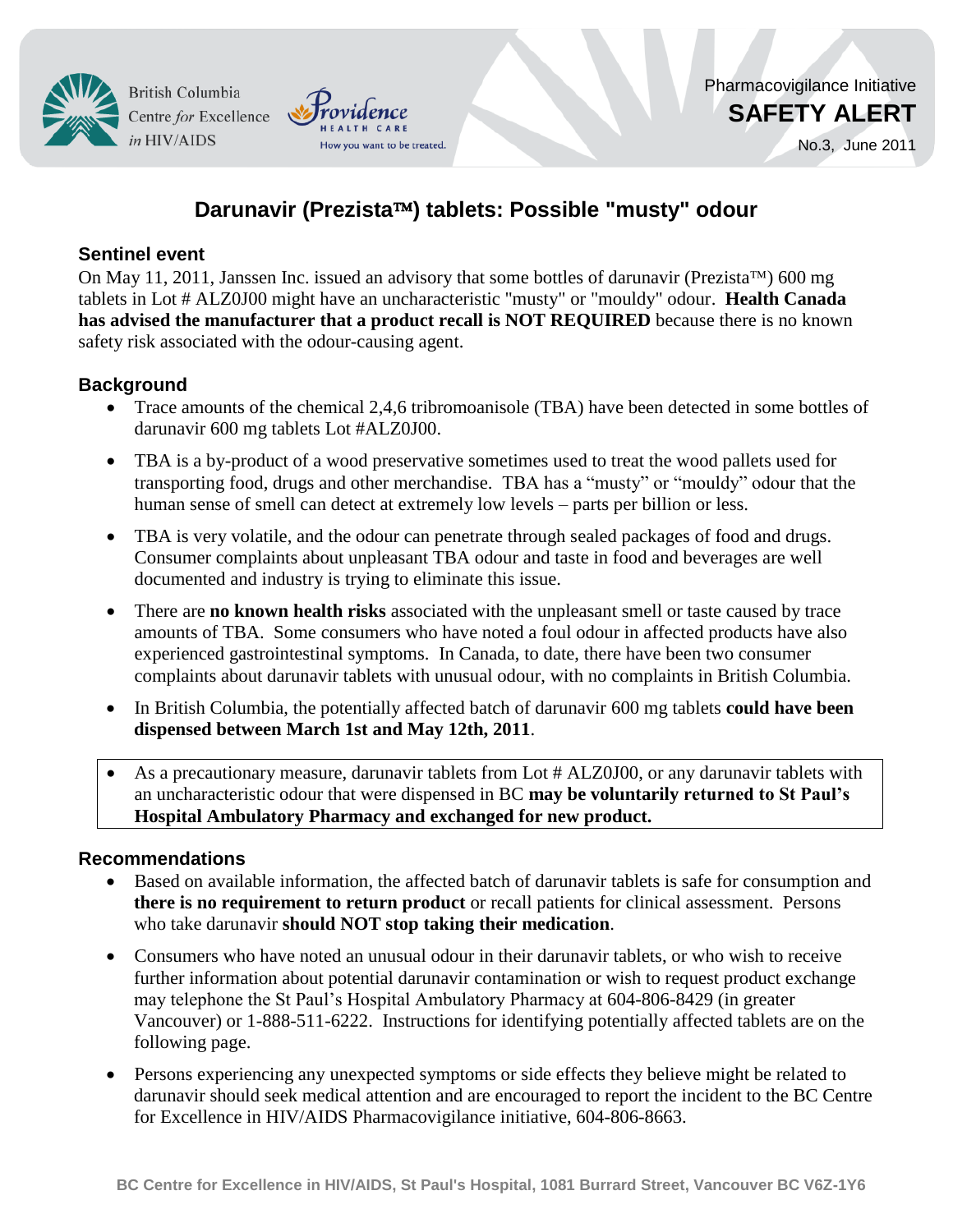British Columbia Centre *for* Excellence *in* HIV/AIDS

Providence HEALTH CARE — How you want to be treated.

Pharmacovigilance Initiative

**SAFETY ALERT**

No.3, June 2011

# Darunavir (Prezista™) tablets: Possible "musty" odour

## Sentinel event

On May 11, 2011, Janssen Inc. issued an advisory that some bottles of darunavir (Prezista™) 600 mg tablets in Lot # ALZ0J00 might have an uncharacteristic "musty" or "mouldy" odour. **Health Canada has advised the manufacturer that a product recall is NOT REQUIRED** because there is no known safety risk associated with the odour-causing agent.

## Background

- Trace amounts of the chemical 2,4,6 tribromoanisole (TBA) have been detected in some bottles of darunavir 600 mg tablets Lot #ALZ0J00.
- TBA is a by-product of a wood preservative sometimes used to treat the wood pallets used for transporting food, drugs and other merchandise. TBA has a "musty" or "mouldy" odour that the human sense of smell can detect at extremely low levels – parts per billion or less.
- TBA is very volatile, and the odour can penetrate through sealed packages of food and drugs. Consumer complaints about unpleasant TBA odour and taste in food and beverages are well documented and industry is trying to eliminate this issue.
- There are **no known health risks** associated with the unpleasant smell or taste caused by trace amounts of TBA. Some consumers who have noted a foul odour in affected products have also experienced gastrointestinal symptoms. In Canada, to date, there have been two consumer complaints about darunavir tablets with unusual odour, with no complaints in British Columbia.
- In British Columbia, the potentially affected batch of darunavir 600 mg tablets **could have been dispensed between March 1st and May 12th, 2011**.
- As a precautionary measure, darunavir tablets from Lot # ALZ0J00, or any darunavir tablets with an uncharacteristic odour that were dispensed in BC **may be voluntarily returned to St Paul's Hospital Ambulatory Pharmacy and exchanged for new product.**

## Recommendations

- Based on available information, the affected batch of darunavir tablets is safe for consumption and **there is no requirement to return product** or recall patients for clinical assessment. Persons who take darunavir **should NOT stop taking their medication**.
- Consumers who have noted an unusual odour in their darunavir tablets, or who wish to receive further information about potential darunavir contamination or wish to request product exchange may telephone the St Paul's Hospital Ambulatory Pharmacy at 604-806-8429 (in greater Vancouver) or 1-888-511-6222. Instructions for identifying potentially affected tablets are on the following page.
- Persons experiencing any unexpected symptoms or side effects they believe might be related to darunavir should seek medical attention and are encouraged to report the incident to the BC Centre for Excellence in HIV/AIDS Pharmacovigilance initiative, 604-806-8663.

BC Centre for Excellence in HIV/AIDS, St Paul's Hospital, 1081 Burrard Street, Vancouver BC V6Z-1Y6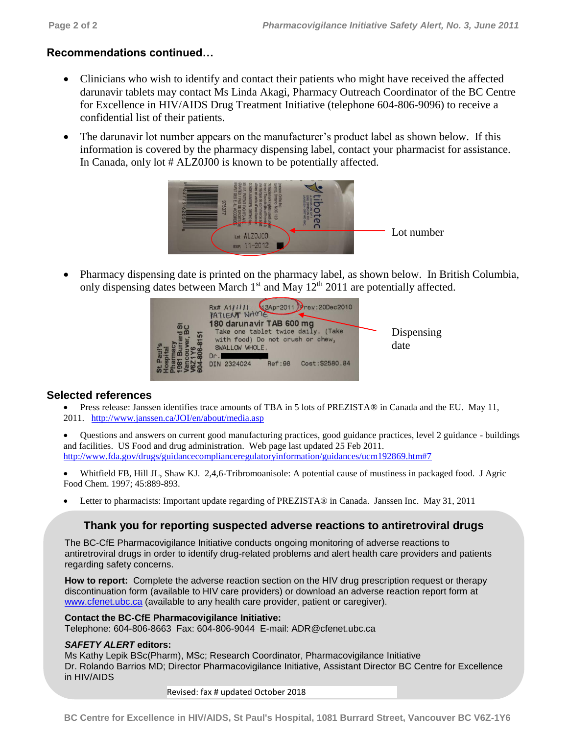## Recommendations continued…

- Clinicians who wish to identify and contact their patients who might have received the affected darunavir tablets may contact Ms Linda Akagi, Pharmacy Outreach Coordinator of the BC Centre for Excellence in HIV/AIDS Drug Treatment Initiative (telephone 604-806-9096) to receive a confidential list of their patients.
- The darunavir lot number appears on the manufacturer's product label as shown below. If this information is covered by the pharmacy dispensing label, contact your pharmacist for assistance. In Canada, only lot # ALZ0J00 is known to be potentially affected.

Lot number

- Pharmacy dispensing date is printed on the pharmacy label, as shown below. In British Columbia, only dispensing dates between March 1st and May 12th 2011 are potentially affected.

Dispensing date

## Selected references

- Press release: Janssen identifies trace amounts of TBA in 5 lots of PREZISTA® in Canada and the EU. May 11, 2011. http://www.janssen.ca/JOI/en/about/media.asp
- Questions and answers on current good manufacturing practices, good guidance practices, level 2 guidance - buildings and facilities. US Food and drug administration. Web page last updated 25 Feb 2011. http://www.fda.gov/drugs/guidancecomplianceregulatoryinformation/guidances/ucm192869.htm#7
- Whitfield FB, Hill JL, Shaw KJ. 2,4,6-Tribromoanisole: A potential cause of mustiness in packaged food. J Agric Food Chem. 1997; 45:889-893.
- Letter to pharmacists: Important update regarding of PREZISTA® in Canada. Janssen Inc. May 31, 2011

### Thank you for reporting suspected adverse reactions to antiretroviral drugs

The BC-CfE Pharmacovigilance Initiative conducts ongoing monitoring of adverse reactions to antiretroviral drugs in order to identify drug-related problems and alert health care providers and patients regarding safety concerns.

**How to report:** Complete the adverse reaction section on the HIV drug prescription request or therapy discontinuation form (available to HIV care providers) or download an adverse reaction report form at www.cfenet.ubc.ca (available to any health care provider, patient or caregiver).

**Contact the BC-CfE Pharmacovigilance Initiative:**
Telephone: 604-806-8663 Fax: 604-806-9044 E-mail: ADR@cfenet.ubc.ca

***SAFETY ALERT* editors:**
Ms Kathy Lepik BSc(Pharm), MSc; Research Coordinator, Pharmacovigilance Initiative
Dr. Rolando Barrios MD; Director Pharmacovigilance Initiative, Assistant Director BC Centre for Excellence in HIV/AIDS

Revised: fax # updated October 2018

BC Centre for Excellence in HIV/AIDS, St Paul's Hospital, 1081 Burrard Street, Vancouver BC V6Z-1Y6